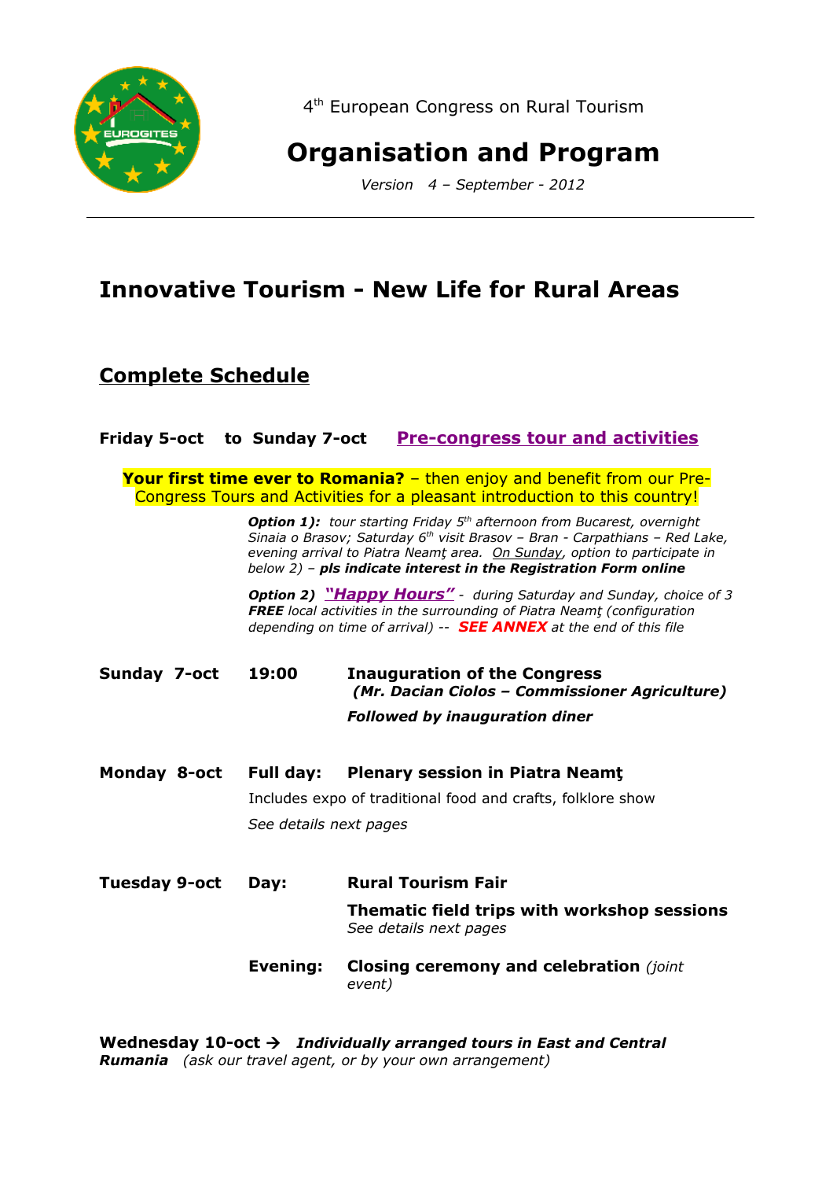4th European Congress on Rural Tourism

# Organisation and Program

*Version 4 – September - 2012*

---

## Innovative Tourism - New Life for Rural Areas

## Complete Schedule

**Friday 5-oct to Sunday 7-oct** **Pre-congress tour and activities**

**Your first time ever to Romania?** – then enjoy and benefit from our Pre-Congress Tours and Activities for a pleasant introduction to this country!

***Option 1):*** *tour starting Friday 5th afternoon from Bucarest, overnight Sinaia o Brasov; Saturday 6th visit Brasov – Bran - Carpathians – Red Lake, evening arrival to Piatra Neamţ area. On Sunday, option to participate in below 2) –* ***pls indicate interest in the Registration Form online***

***Option 2)*** ***"Happy Hours"*** *- during Saturday and Sunday, choice of 3* ***FREE*** *local activities in the surrounding of Piatra Neamţ (configuration depending on time of arrival) --* ***SEE ANNEX*** *at the end of this file*

**Sunday 7-oct** **19:00** **Inauguration of the Congress**
***(Mr. Dacian Ciolos – Commissioner Agriculture)***

***Followed by inauguration diner***

**Monday 8-oct** **Full day:** **Plenary session in Piatra Neamţ**

Includes expo of traditional food and crafts, folklore show

*See details next pages*

**Tuesday 9-oct** **Day:** **Rural Tourism Fair**

**Thematic field trips with workshop sessions**
*See details next pages*

**Evening:** **Closing ceremony and celebration** *(joint event)*

**Wednesday 10-oct →** ***Individually arranged tours in East and Central Rumania*** *(ask our travel agent, or by your own arrangement)*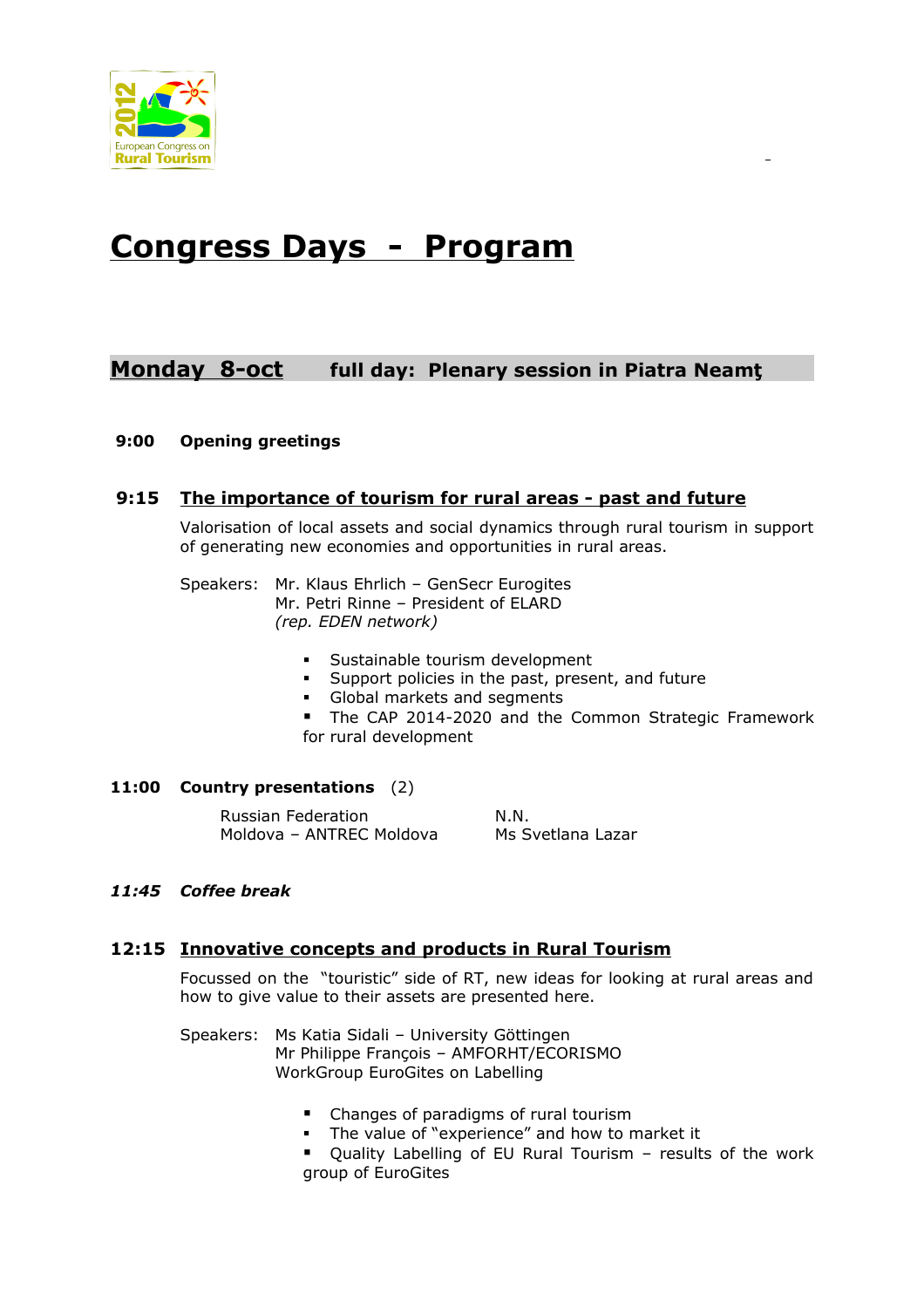# Congress Days - Program

## Monday 8-oct full day: Plenary session in Piatra Neamţ

**9:00 Opening greetings**

**9:15 The importance of tourism for rural areas - past and future**

Valorisation of local assets and social dynamics through rural tourism in support of generating new economies and opportunities in rural areas.

Speakers: Mr. Klaus Ehrlich – GenSecr Eurogites
Mr. Petri Rinne – President of ELARD
*(rep. EDEN network)*

- Sustainable tourism development
- Support policies in the past, present, and future
- Global markets and segments
- The CAP 2014-2020 and the Common Strategic Framework for rural development

**11:00 Country presentations** (2)

| | |
|---|---|
| Russian Federation | N.N. |
| Moldova – ANTREC Moldova | Ms Svetlana Lazar |

***11:45 Coffee break***

**12:15 Innovative concepts and products in Rural Tourism**

Focussed on the "touristic" side of RT, new ideas for looking at rural areas and how to give value to their assets are presented here.

Speakers: Ms Katia Sidali – University Göttingen
Mr Philippe François – AMFORHT/ECORISMO
WorkGroup EuroGites on Labelling

- Changes of paradigms of rural tourism
- The value of "experience" and how to market it
- Quality Labelling of EU Rural Tourism – results of the work group of EuroGites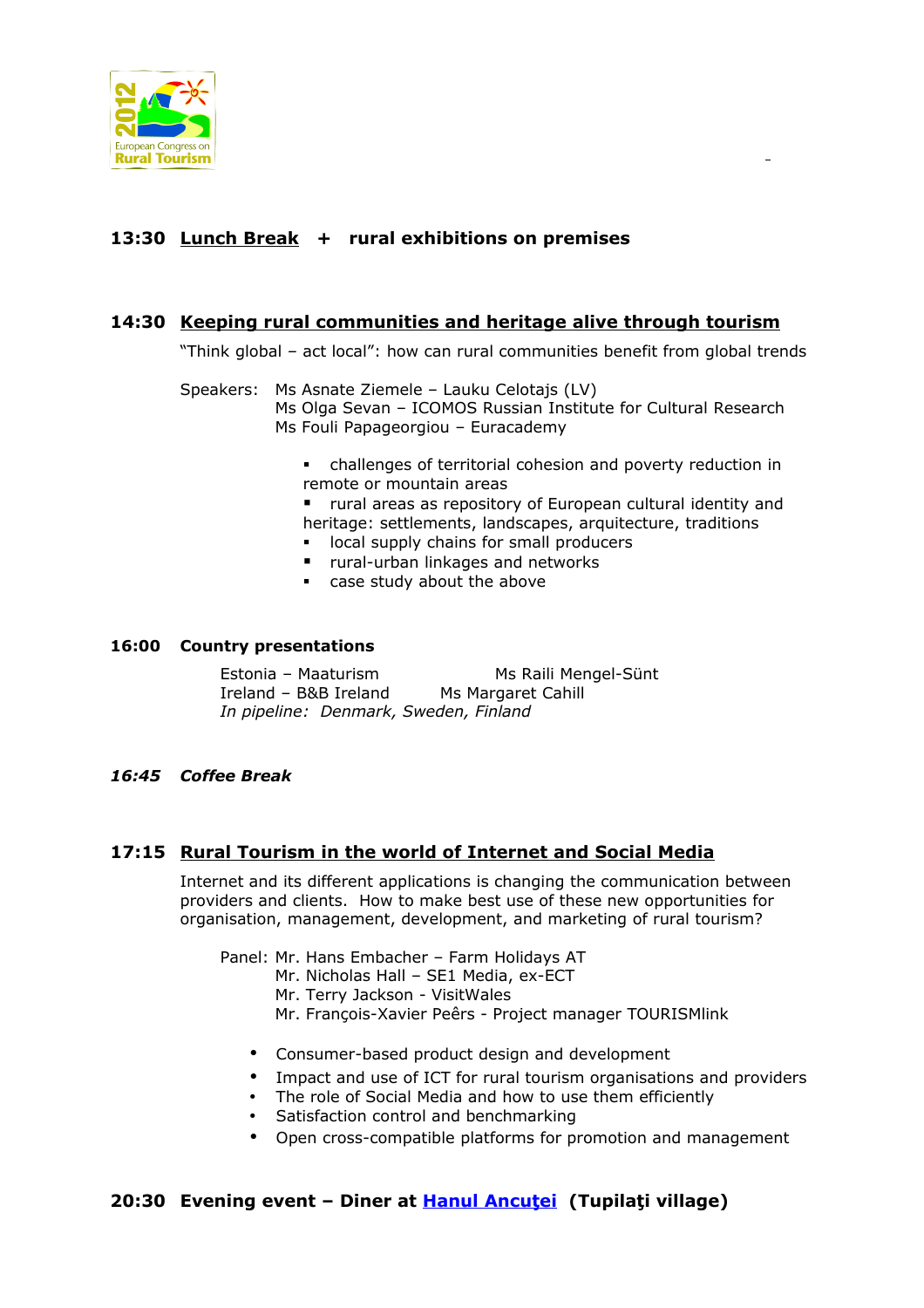**13:30 Lunch Break + rural exhibitions on premises**

**14:30 Keeping rural communities and heritage alive through tourism**

"Think global – act local": how can rural communities benefit from global trends

Speakers: Ms Asnate Ziemele – Lauku Celotajs (LV)
Ms Olga Sevan – ICOMOS Russian Institute for Cultural Research
Ms Fouli Papageorgiou – Euracademy

- challenges of territorial cohesion and poverty reduction in remote or mountain areas
- rural areas as repository of European cultural identity and heritage: settlements, landscapes, arquitecture, traditions
- local supply chains for small producers
- rural-urban linkages and networks
- case study about the above

**16:00 Country presentations**

Estonia – Maaturism Ms Raili Mengel-Sünt
Ireland – B&B Ireland Ms Margaret Cahill
*In pipeline: Denmark, Sweden, Finland*

***16:45 Coffee Break***

**17:15 Rural Tourism in the world of Internet and Social Media**

Internet and its different applications is changing the communication between providers and clients. How to make best use of these new opportunities for organisation, management, development, and marketing of rural tourism?

Panel: Mr. Hans Embacher – Farm Holidays AT
Mr. Nicholas Hall – SE1 Media, ex-ECT
Mr. Terry Jackson - VisitWales
Mr. François-Xavier Peêrs - Project manager TOURISMlink

- Consumer-based product design and development
- Impact and use of ICT for rural tourism organisations and providers
- The role of Social Media and how to use them efficiently
- Satisfaction control and benchmarking
- Open cross-compatible platforms for promotion and management

**20:30 Evening event – Diner at Hanul Ancuţei (Tupilaţi village)**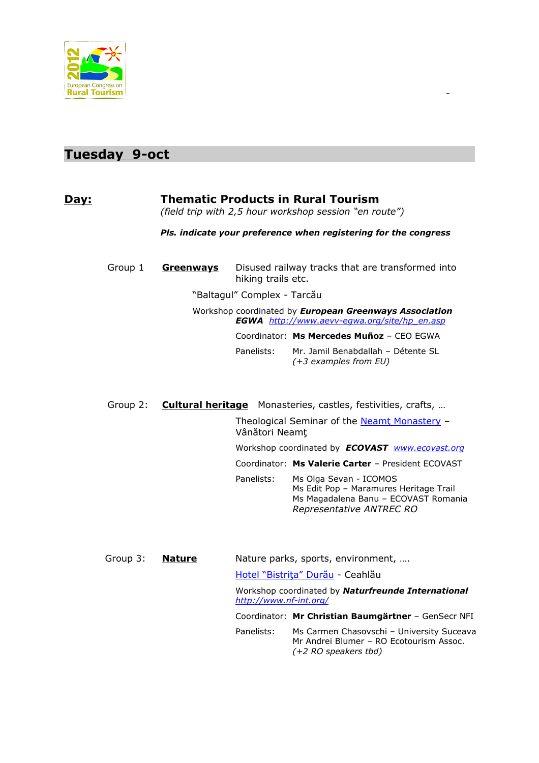## Tuesday 9-oct

**Day:** **Thematic Products in Rural Tourism**
*(field trip with 2,5 hour workshop session "en route")*

***Pls. indicate your preference when registering for the congress***

### Group 1 **Greenways**

Disused railway tracks that are transformed into hiking trails etc.

"Baltagul" Complex - Tarcău

Workshop coordinated by ***European Greenways Association EGWA*** [http://www.aevv-egwa.org/site/hp_en.asp](http://www.aevv-egwa.org/site/hp_en.asp)

Coordinator: **Ms Mercedes Muñoz** – CEO EGWA

Panelists: Mr. Jamil Benabdallah – Détente SL
*(+3 examples from EU)*

### Group 2: **Cultural heritage**

Monasteries, castles, festivities, crafts, …

Theological Seminar of the Neamţ Monastery – Vânători Neamţ

Workshop coordinated by ***ECOVAST*** [www.ecovast.org](http://www.ecovast.org)

Coordinator: **Ms Valerie Carter** – President ECOVAST

Panelists: Ms Olga Sevan - ICOMOS
Ms Edit Pop – Maramures Heritage Trail
Ms Magadalena Banu – ECOVAST Romania
*Representative ANTREC RO*

### Group 3: **Nature**

Nature parks, sports, environment, ….

Hotel "Bistriţa" Durău - Ceahlău

Workshop coordinated by ***Naturfreunde International*** [http://www.nf-int.org/](http://www.nf-int.org/)

Coordinator: **Mr Christian Baumgärtner** – GenSecr NFI

Panelists: Ms Carmen Chasovschi – University Suceava
Mr Andrei Blumer – RO Ecotourism Assoc.
*(+2 RO speakers tbd)*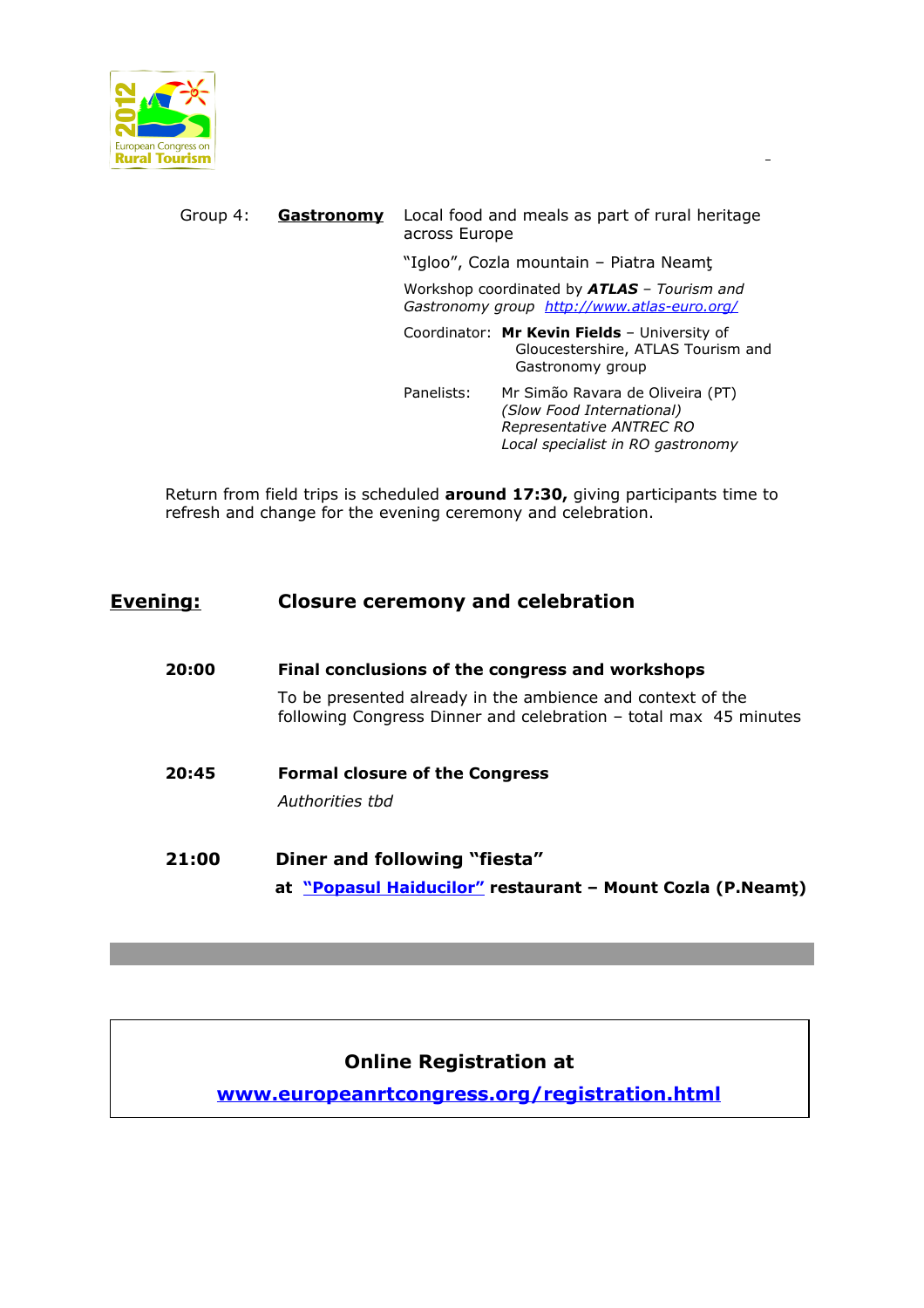Group 4: **Gastronomy** Local food and meals as part of rural heritage across Europe

"Igloo", Cozla mountain – Piatra Neamţ

Workshop coordinated by ***ATLAS*** *– Tourism and Gastronomy group* http://www.atlas-euro.org/

Coordinator: **Mr Kevin Fields** – University of Gloucestershire, ATLAS Tourism and Gastronomy group

Panelists: Mr Simão Ravara de Oliveira (PT)
*(Slow Food International)*
*Representative ANTREC RO*
*Local specialist in RO gastronomy*

Return from field trips is scheduled **around 17:30,** giving participants time to refresh and change for the evening ceremony and celebration.

## Evening: Closure ceremony and celebration

**20:00** **Final conclusions of the congress and workshops**

To be presented already in the ambience and context of the following Congress Dinner and celebration – total max 45 minutes

**20:45** **Formal closure of the Congress**

*Authorities tbd*

**21:00** **Diner and following "fiesta"**

**at "Popasul Haiducilor" restaurant – Mount Cozla (P.Neamţ)**

**Online Registration at**

**www.europeanrtcongress.org/registration.html**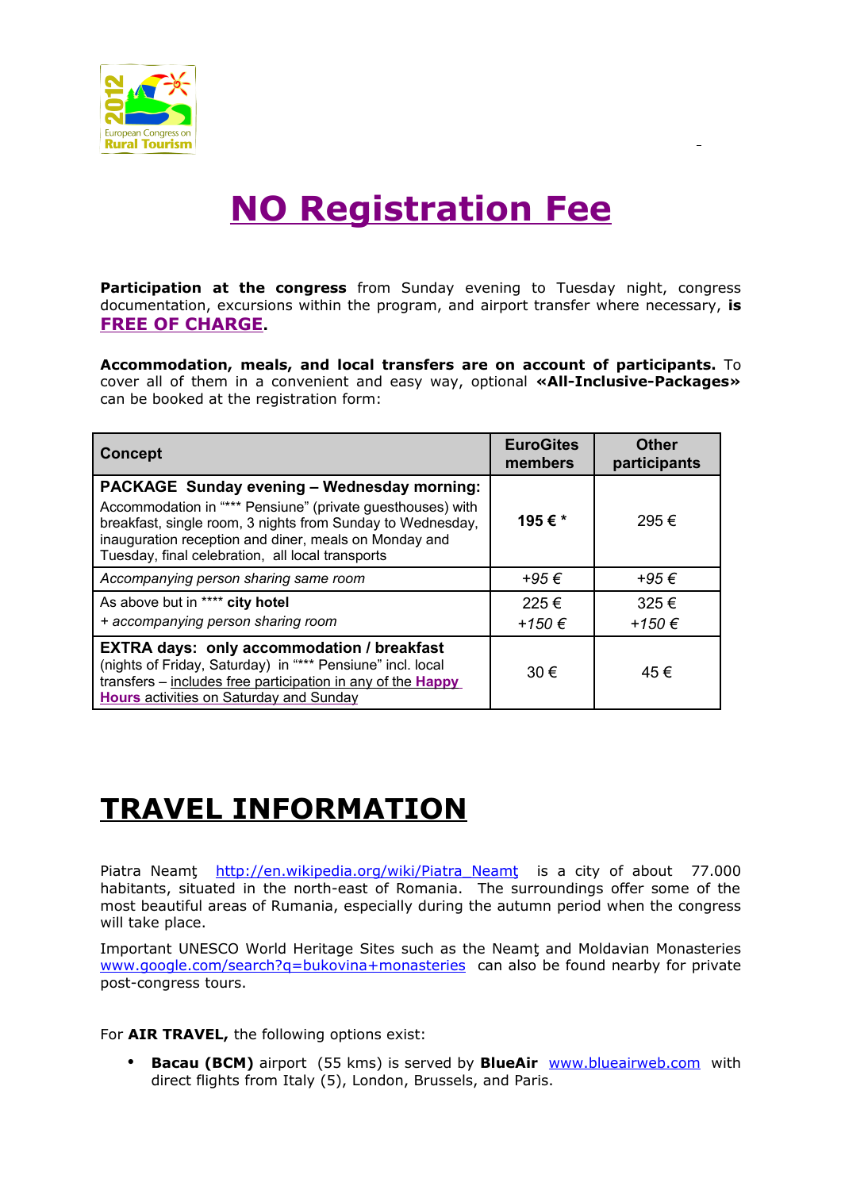# NO Registration Fee

**Participation at the congress** from Sunday evening to Tuesday night, congress documentation, excursions within the program, and airport transfer where necessary, **is FREE OF CHARGE.**

**Accommodation, meals, and local transfers are on account of participants.** To cover all of them in a convenient and easy way, optional **«All-Inclusive-Packages»** can be booked at the registration form:

| Concept | EuroGites members | Other participants |
|---|---|---|
| **PACKAGE Sunday evening – Wednesday morning:** Accommodation in "*** Pensiune" (private guesthouses) with breakfast, single room, 3 nights from Sunday to Wednesday, inauguration reception and diner, meals on Monday and Tuesday, final celebration, all local transports | **195 € *** | 295 € |
| *Accompanying person sharing same room* | *+95 €* | *+95 €* |
| As above but in **** **city hotel** *+ accompanying person sharing room* | 225 € *+150 €* | 325 € *+150 €* |
| **EXTRA days: only accommodation / breakfast** (nights of Friday, Saturday) in "*** Pensiune" incl. local transfers – includes free participation in any of the **Happy Hours** activities on Saturday and Sunday | 30 € | 45 € |

# TRAVEL INFORMATION

Piatra Neamţ http://en.wikipedia.org/wiki/Piatra_Neamţ is a city of about 77.000 habitants, situated in the north-east of Romania. The surroundings offer some of the most beautiful areas of Rumania, especially during the autumn period when the congress will take place.

Important UNESCO World Heritage Sites such as the Neamţ and Moldavian Monasteries www.google.com/search?q=bukovina+monasteries can also be found nearby for private post-congress tours.

For **AIR TRAVEL,** the following options exist:

- **Bacau (BCM)** airport (55 kms) is served by **BlueAir** www.blueairweb.com with direct flights from Italy (5), London, Brussels, and Paris.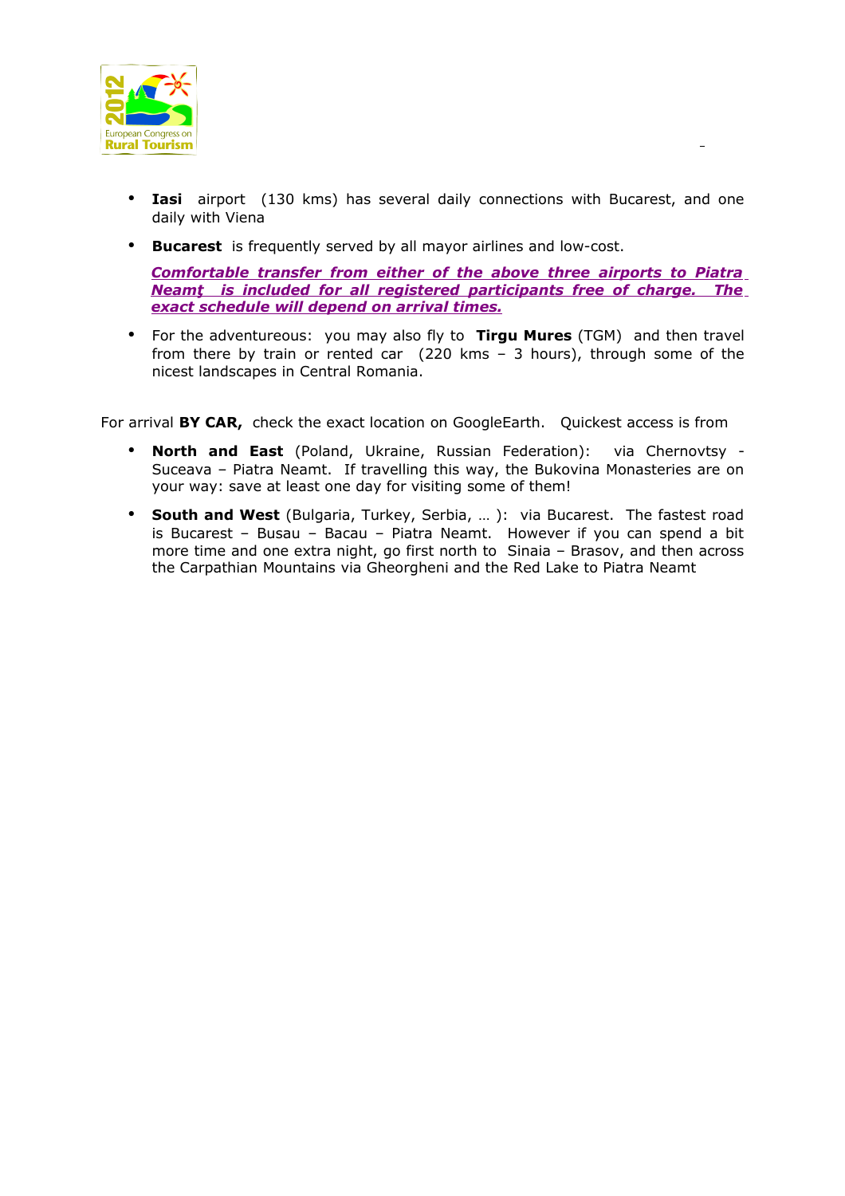- **Iasi** airport (130 kms) has several daily connections with Bucarest, and one daily with Viena
- **Bucarest** is frequently served by all mayor airlines and low-cost.

  ***Comfortable transfer from either of the above three airports to Piatra Neamţ is included for all registered participants free of charge. The exact schedule will depend on arrival times.***

- For the adventureous: you may also fly to **Tirgu Mures** (TGM) and then travel from there by train or rented car (220 kms – 3 hours), through some of the nicest landscapes in Central Romania.

For arrival **BY CAR,** check the exact location on GoogleEarth. Quickest access is from

- **North and East** (Poland, Ukraine, Russian Federation): via Chernovtsy - Suceava – Piatra Neamt. If travelling this way, the Bukovina Monasteries are on your way: save at least one day for visiting some of them!
- **South and West** (Bulgaria, Turkey, Serbia, … ): via Bucarest. The fastest road is Bucarest – Busau – Bacau – Piatra Neamt. However if you can spend a bit more time and one extra night, go first north to Sinaia – Brasov, and then across the Carpathian Mountains via Gheorgheni and the Red Lake to Piatra Neamt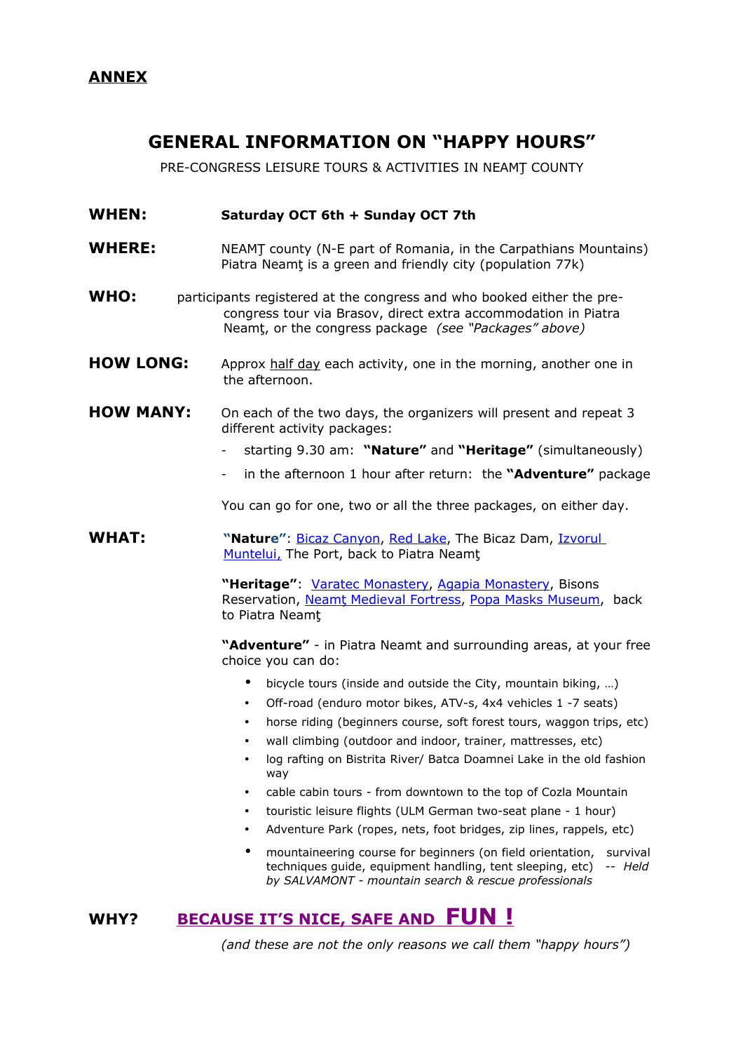**ANNEX**

## GENERAL INFORMATION ON "HAPPY HOURS"

PRE-CONGRESS LEISURE TOURS & ACTIVITIES IN NEAMŢ COUNTY

**WHEN:** **Saturday OCT 6th + Sunday OCT 7th**

**WHERE:** NEAMŢ county (N-E part of Romania, in the Carpathians Mountains) Piatra Neamţ is a green and friendly city (population 77k)

**WHO:** participants registered at the congress and who booked either the pre-congress tour via Brasov, direct extra accommodation in Piatra Neamţ, or the congress package *(see "Packages" above)*

**HOW LONG:** Approx half day each activity, one in the morning, another one in the afternoon.

**HOW MANY:** On each of the two days, the organizers will present and repeat 3 different activity packages:

- starting 9.30 am: **"Nature"** and **"Heritage"** (simultaneously)
- in the afternoon 1 hour after return: the **"Adventure"** package

You can go for one, two or all the three packages, on either day.

**WHAT:** **"Nature"**: Bicaz Canyon, Red Lake, The Bicaz Dam, Izvorul Muntelui, The Port, back to Piatra Neamţ

**"Heritage"**: Varatec Monastery, Agapia Monastery, Bisons Reservation, Neamţ Medieval Fortress, Popa Masks Museum, back to Piatra Neamţ

**"Adventure"** - in Piatra Neamt and surrounding areas, at your free choice you can do:

- bicycle tours (inside and outside the City, mountain biking, …)
- Off-road (enduro motor bikes, ATV-s, 4x4 vehicles 1 -7 seats)
- horse riding (beginners course, soft forest tours, waggon trips, etc)
- wall climbing (outdoor and indoor, trainer, mattresses, etc)
- log rafting on Bistrita River/ Batca Doamnei Lake in the old fashion way
- cable cabin tours - from downtown to the top of Cozla Mountain
- touristic leisure flights (ULM German two-seat plane - 1 hour)
- Adventure Park (ropes, nets, foot bridges, zip lines, rappels, etc)
- mountaineering course for beginners (on field orientation, survival techniques guide, equipment handling, tent sleeping, etc) -- *Held by SALVAMONT - mountain search & rescue professionals*

**WHY?** **BECAUSE IT'S NICE, SAFE AND FUN !**

*(and these are not the only reasons we call them "happy hours")*